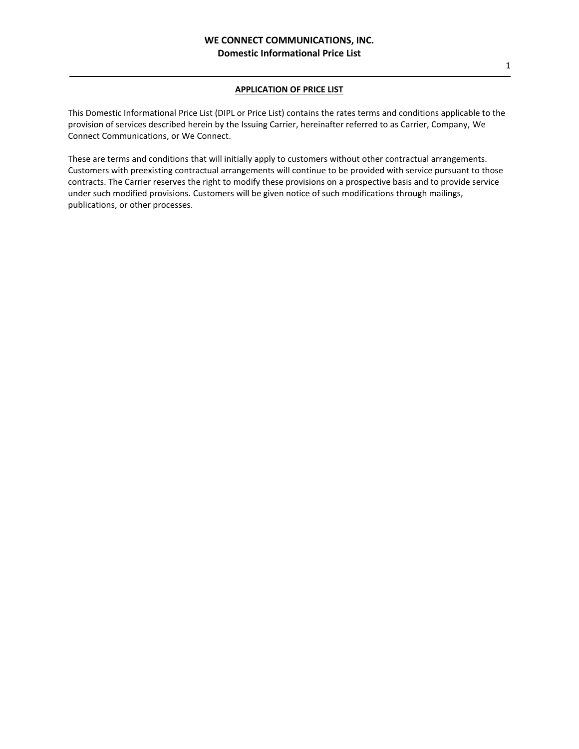## APPLICATION OF PRICE LIST

This Domestic Informational Price List (DIPL or Price List) contains the rates terms and conditions applicable to the provision of services described herein by the Issuing Carrier, hereinafter referred to as Carrier, Company, We Connect Communications, or We Connect.

These are terms and conditions that will initially apply to customers without other contractual arrangements. Customers with preexisting contractual arrangements will continue to be provided with service pursuant to those contracts. The Carrier reserves the right to modify these provisions on a prospective basis and to provide service under such modified provisions. Customers will be given notice of such modifications through mailings, publications, or other processes.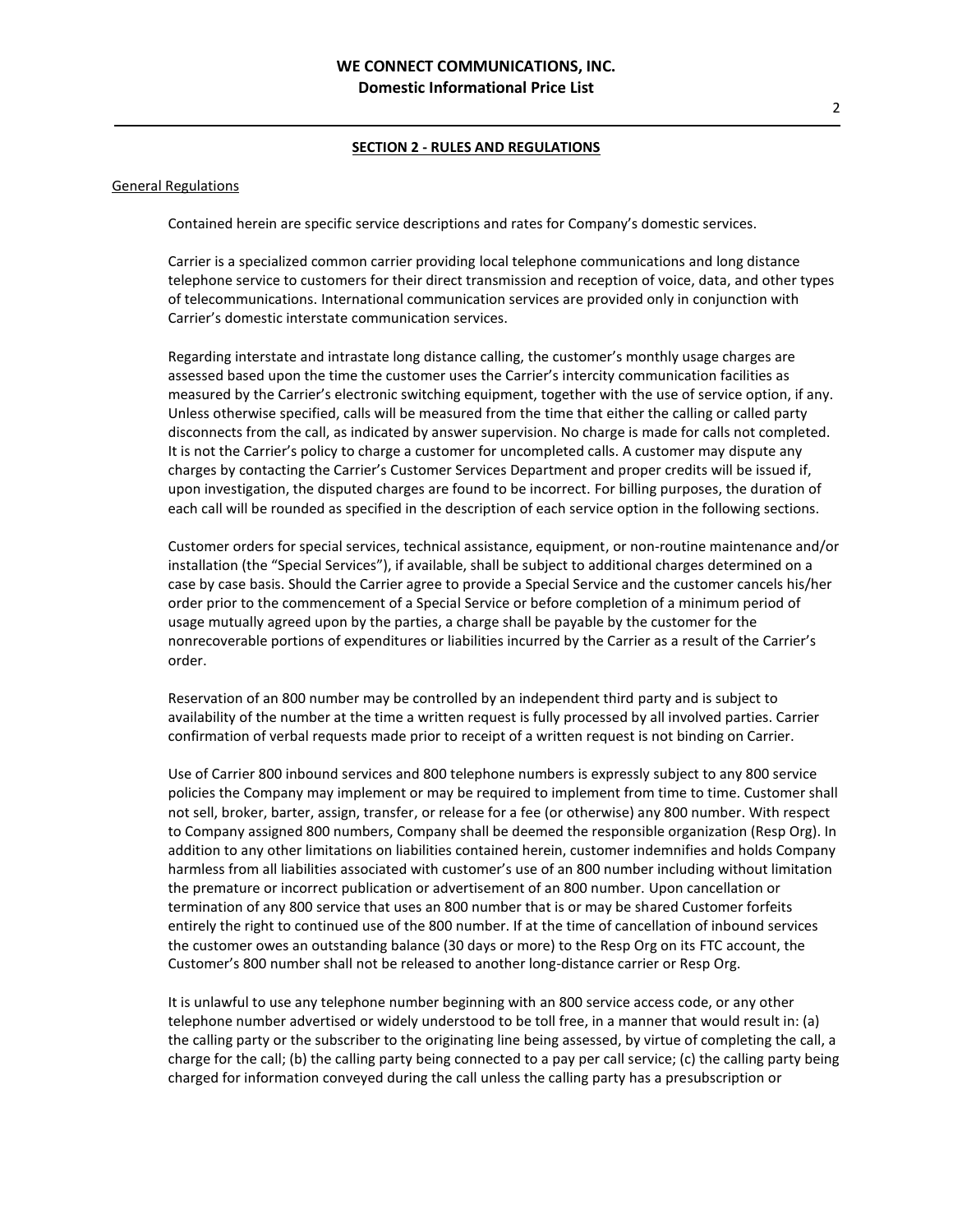## SECTION 2 - RULES AND REGULATIONS

General Regulations

Contained herein are specific service descriptions and rates for Company's domestic services.

Carrier is a specialized common carrier providing local telephone communications and long distance telephone service to customers for their direct transmission and reception of voice, data, and other types of telecommunications. International communication services are provided only in conjunction with Carrier's domestic interstate communication services.

Regarding interstate and intrastate long distance calling, the customer's monthly usage charges are assessed based upon the time the customer uses the Carrier's intercity communication facilities as measured by the Carrier's electronic switching equipment, together with the use of service option, if any. Unless otherwise specified, calls will be measured from the time that either the calling or called party disconnects from the call, as indicated by answer supervision. No charge is made for calls not completed. It is not the Carrier's policy to charge a customer for uncompleted calls. A customer may dispute any charges by contacting the Carrier's Customer Services Department and proper credits will be issued if, upon investigation, the disputed charges are found to be incorrect. For billing purposes, the duration of each call will be rounded as specified in the description of each service option in the following sections.

Customer orders for special services, technical assistance, equipment, or non-routine maintenance and/or installation (the "Special Services"), if available, shall be subject to additional charges determined on a case by case basis. Should the Carrier agree to provide a Special Service and the customer cancels his/her order prior to the commencement of a Special Service or before completion of a minimum period of usage mutually agreed upon by the parties, a charge shall be payable by the customer for the nonrecoverable portions of expenditures or liabilities incurred by the Carrier as a result of the Carrier's order.

Reservation of an 800 number may be controlled by an independent third party and is subject to availability of the number at the time a written request is fully processed by all involved parties. Carrier confirmation of verbal requests made prior to receipt of a written request is not binding on Carrier.

Use of Carrier 800 inbound services and 800 telephone numbers is expressly subject to any 800 service policies the Company may implement or may be required to implement from time to time. Customer shall not sell, broker, barter, assign, transfer, or release for a fee (or otherwise) any 800 number. With respect to Company assigned 800 numbers, Company shall be deemed the responsible organization (Resp Org). In addition to any other limitations on liabilities contained herein, customer indemnifies and holds Company harmless from all liabilities associated with customer's use of an 800 number including without limitation the premature or incorrect publication or advertisement of an 800 number. Upon cancellation or termination of any 800 service that uses an 800 number that is or may be shared Customer forfeits entirely the right to continued use of the 800 number. If at the time of cancellation of inbound services the customer owes an outstanding balance (30 days or more) to the Resp Org on its FTC account, the Customer's 800 number shall not be released to another long-distance carrier or Resp Org.

It is unlawful to use any telephone number beginning with an 800 service access code, or any other telephone number advertised or widely understood to be toll free, in a manner that would result in: (a) the calling party or the subscriber to the originating line being assessed, by virtue of completing the call, a charge for the call; (b) the calling party being connected to a pay per call service; (c) the calling party being charged for information conveyed during the call unless the calling party has a presubscription or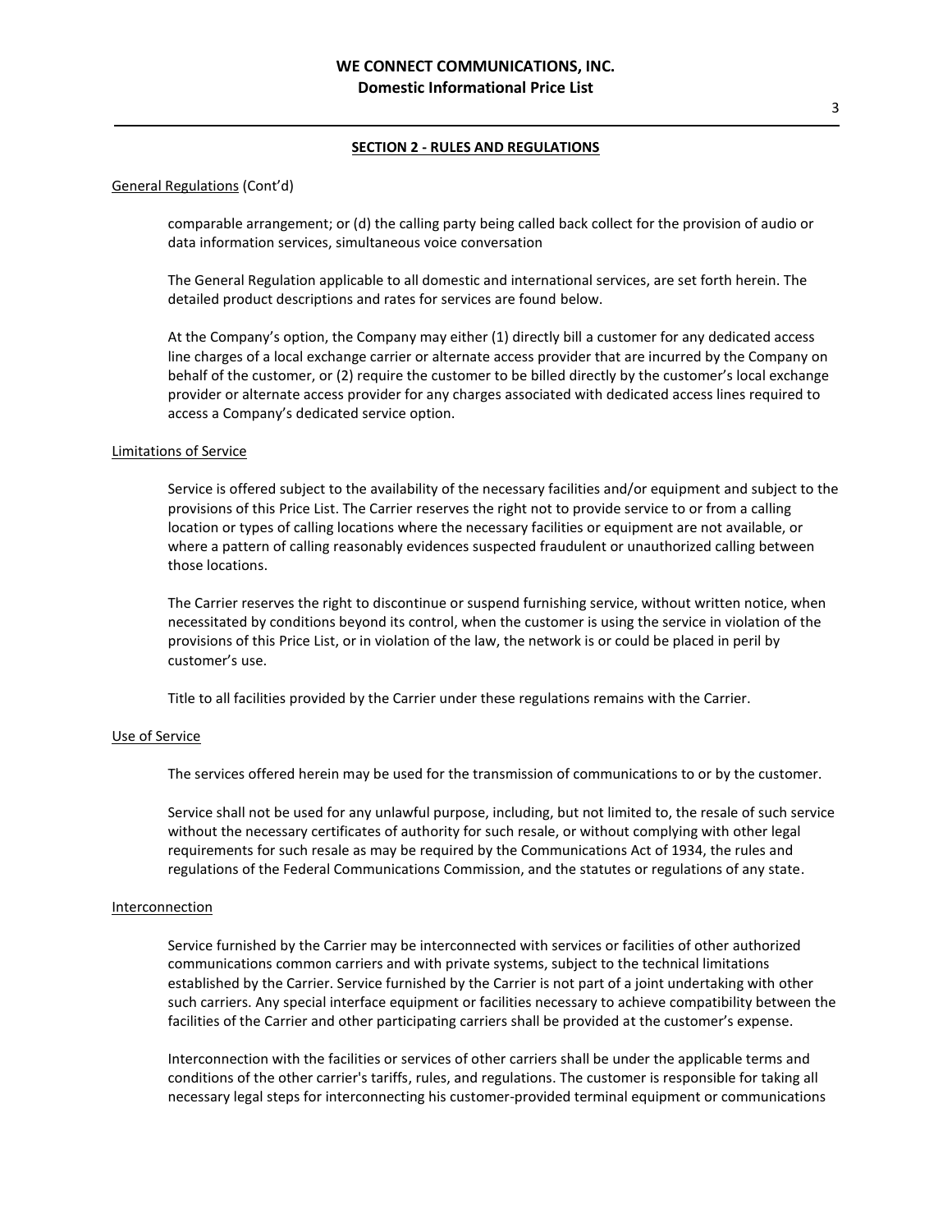## SECTION 2 - RULES AND REGULATIONS

General Regulations (Cont'd)

comparable arrangement; or (d) the calling party being called back collect for the provision of audio or data information services, simultaneous voice conversation

The General Regulation applicable to all domestic and international services, are set forth herein. The detailed product descriptions and rates for services are found below.

At the Company's option, the Company may either (1) directly bill a customer for any dedicated access line charges of a local exchange carrier or alternate access provider that are incurred by the Company on behalf of the customer, or (2) require the customer to be billed directly by the customer's local exchange provider or alternate access provider for any charges associated with dedicated access lines required to access a Company's dedicated service option.

Limitations of Service

Service is offered subject to the availability of the necessary facilities and/or equipment and subject to the provisions of this Price List. The Carrier reserves the right not to provide service to or from a calling location or types of calling locations where the necessary facilities or equipment are not available, or where a pattern of calling reasonably evidences suspected fraudulent or unauthorized calling between those locations.

The Carrier reserves the right to discontinue or suspend furnishing service, without written notice, when necessitated by conditions beyond its control, when the customer is using the service in violation of the provisions of this Price List, or in violation of the law, the network is or could be placed in peril by customer's use.

Title to all facilities provided by the Carrier under these regulations remains with the Carrier.

Use of Service

The services offered herein may be used for the transmission of communications to or by the customer.

Service shall not be used for any unlawful purpose, including, but not limited to, the resale of such service without the necessary certificates of authority for such resale, or without complying with other legal requirements for such resale as may be required by the Communications Act of 1934, the rules and regulations of the Federal Communications Commission, and the statutes or regulations of any state.

Interconnection

Service furnished by the Carrier may be interconnected with services or facilities of other authorized communications common carriers and with private systems, subject to the technical limitations established by the Carrier. Service furnished by the Carrier is not part of a joint undertaking with other such carriers. Any special interface equipment or facilities necessary to achieve compatibility between the facilities of the Carrier and other participating carriers shall be provided at the customer's expense.

Interconnection with the facilities or services of other carriers shall be under the applicable terms and conditions of the other carrier's tariffs, rules, and regulations. The customer is responsible for taking all necessary legal steps for interconnecting his customer-provided terminal equipment or communications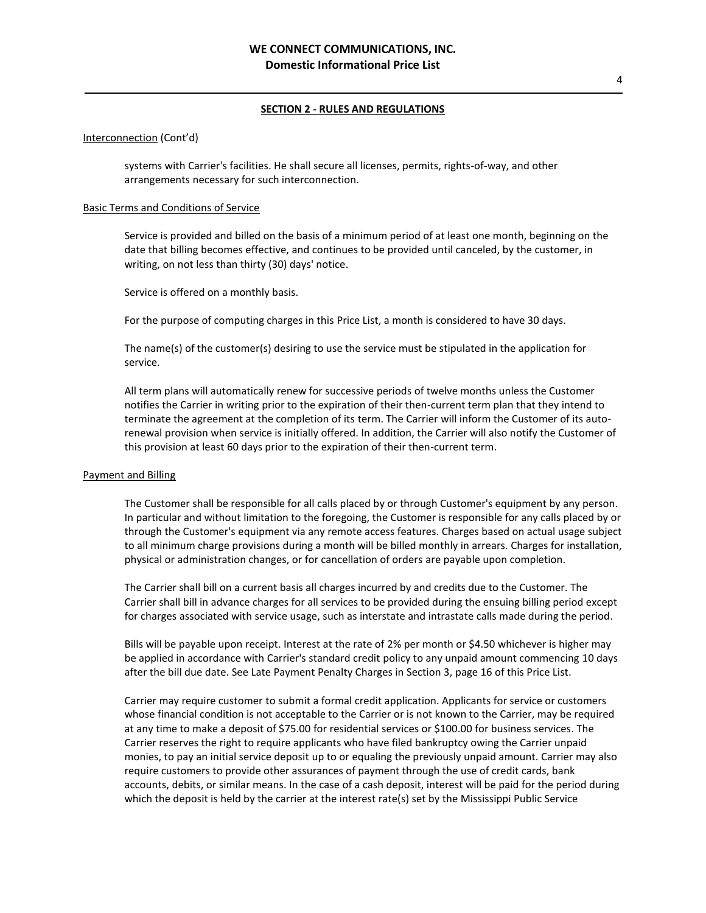## SECTION 2 - RULES AND REGULATIONS

Interconnection (Cont'd)

systems with Carrier's facilities. He shall secure all licenses, permits, rights-of-way, and other arrangements necessary for such interconnection.

Basic Terms and Conditions of Service

Service is provided and billed on the basis of a minimum period of at least one month, beginning on the date that billing becomes effective, and continues to be provided until canceled, by the customer, in writing, on not less than thirty (30) days' notice.

Service is offered on a monthly basis.

For the purpose of computing charges in this Price List, a month is considered to have 30 days.

The name(s) of the customer(s) desiring to use the service must be stipulated in the application for service.

All term plans will automatically renew for successive periods of twelve months unless the Customer notifies the Carrier in writing prior to the expiration of their then-current term plan that they intend to terminate the agreement at the completion of its term. The Carrier will inform the Customer of its auto-renewal provision when service is initially offered. In addition, the Carrier will also notify the Customer of this provision at least 60 days prior to the expiration of their then-current term.

Payment and Billing

The Customer shall be responsible for all calls placed by or through Customer's equipment by any person. In particular and without limitation to the foregoing, the Customer is responsible for any calls placed by or through the Customer's equipment via any remote access features. Charges based on actual usage subject to all minimum charge provisions during a month will be billed monthly in arrears. Charges for installation, physical or administration changes, or for cancellation of orders are payable upon completion.

The Carrier shall bill on a current basis all charges incurred by and credits due to the Customer. The Carrier shall bill in advance charges for all services to be provided during the ensuing billing period except for charges associated with service usage, such as interstate and intrastate calls made during the period.

Bills will be payable upon receipt. Interest at the rate of 2% per month or $4.50 whichever is higher may be applied in accordance with Carrier's standard credit policy to any unpaid amount commencing 10 days after the bill due date. See Late Payment Penalty Charges in Section 3, page 16 of this Price List.

Carrier may require customer to submit a formal credit application. Applicants for service or customers whose financial condition is not acceptable to the Carrier or is not known to the Carrier, may be required at any time to make a deposit of $75.00 for residential services or $100.00 for business services. The Carrier reserves the right to require applicants who have filed bankruptcy owing the Carrier unpaid monies, to pay an initial service deposit up to or equaling the previously unpaid amount. Carrier may also require customers to provide other assurances of payment through the use of credit cards, bank accounts, debits, or similar means. In the case of a cash deposit, interest will be paid for the period during which the deposit is held by the carrier at the interest rate(s) set by the Mississippi Public Service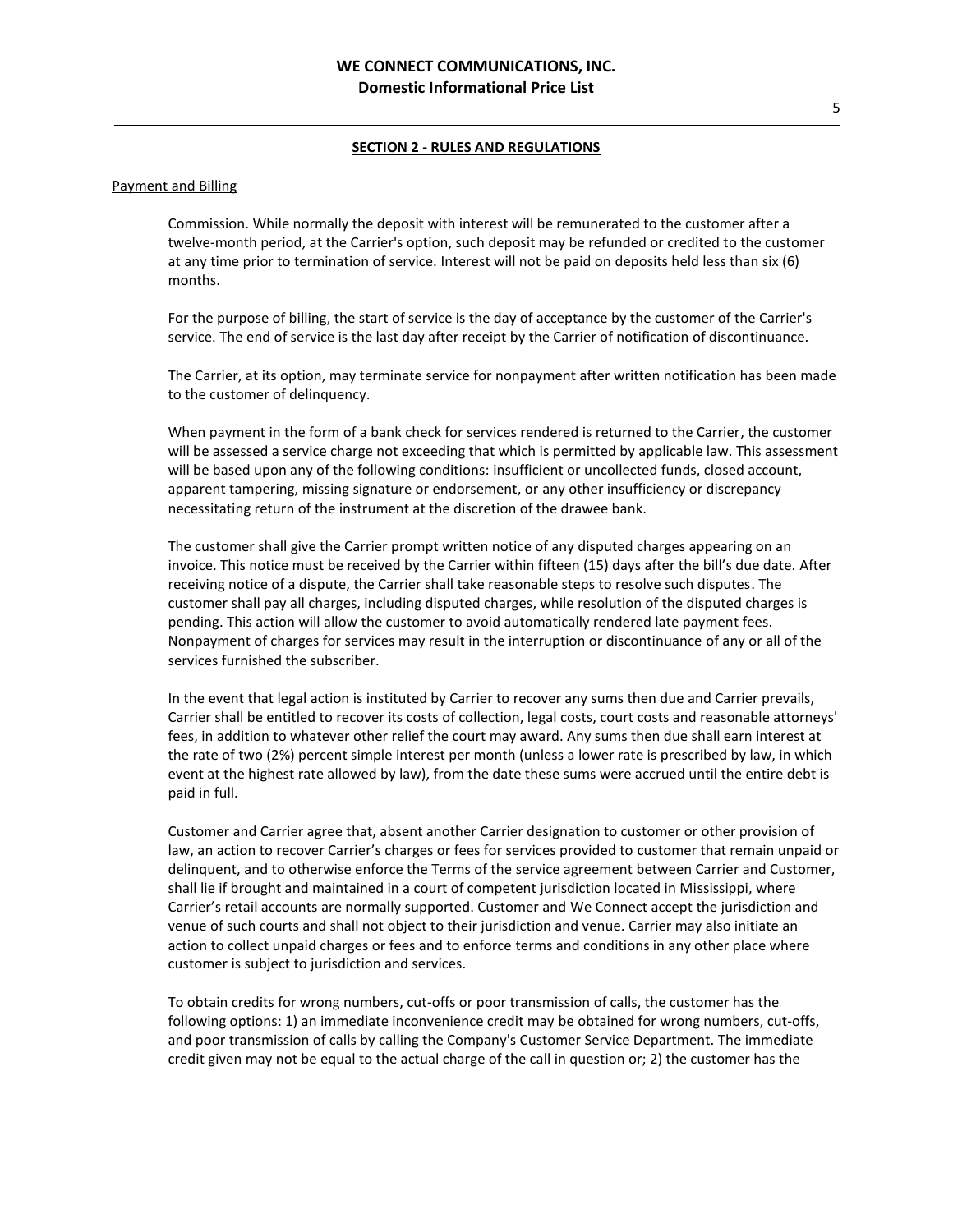## SECTION 2 - RULES AND REGULATIONS

Payment and Billing

Commission. While normally the deposit with interest will be remunerated to the customer after a twelve-month period, at the Carrier's option, such deposit may be refunded or credited to the customer at any time prior to termination of service. Interest will not be paid on deposits held less than six (6) months.

For the purpose of billing, the start of service is the day of acceptance by the customer of the Carrier's service. The end of service is the last day after receipt by the Carrier of notification of discontinuance.

The Carrier, at its option, may terminate service for nonpayment after written notification has been made to the customer of delinquency.

When payment in the form of a bank check for services rendered is returned to the Carrier, the customer will be assessed a service charge not exceeding that which is permitted by applicable law. This assessment will be based upon any of the following conditions: insufficient or uncollected funds, closed account, apparent tampering, missing signature or endorsement, or any other insufficiency or discrepancy necessitating return of the instrument at the discretion of the drawee bank.

The customer shall give the Carrier prompt written notice of any disputed charges appearing on an invoice. This notice must be received by the Carrier within fifteen (15) days after the bill's due date. After receiving notice of a dispute, the Carrier shall take reasonable steps to resolve such disputes. The customer shall pay all charges, including disputed charges, while resolution of the disputed charges is pending. This action will allow the customer to avoid automatically rendered late payment fees. Nonpayment of charges for services may result in the interruption or discontinuance of any or all of the services furnished the subscriber.

In the event that legal action is instituted by Carrier to recover any sums then due and Carrier prevails, Carrier shall be entitled to recover its costs of collection, legal costs, court costs and reasonable attorneys' fees, in addition to whatever other relief the court may award. Any sums then due shall earn interest at the rate of two (2%) percent simple interest per month (unless a lower rate is prescribed by law, in which event at the highest rate allowed by law), from the date these sums were accrued until the entire debt is paid in full.

Customer and Carrier agree that, absent another Carrier designation to customer or other provision of law, an action to recover Carrier's charges or fees for services provided to customer that remain unpaid or delinquent, and to otherwise enforce the Terms of the service agreement between Carrier and Customer, shall lie if brought and maintained in a court of competent jurisdiction located in Mississippi, where Carrier's retail accounts are normally supported. Customer and We Connect accept the jurisdiction and venue of such courts and shall not object to their jurisdiction and venue. Carrier may also initiate an action to collect unpaid charges or fees and to enforce terms and conditions in any other place where customer is subject to jurisdiction and services.

To obtain credits for wrong numbers, cut-offs or poor transmission of calls, the customer has the following options: 1) an immediate inconvenience credit may be obtained for wrong numbers, cut-offs, and poor transmission of calls by calling the Company's Customer Service Department. The immediate credit given may not be equal to the actual charge of the call in question or; 2) the customer has the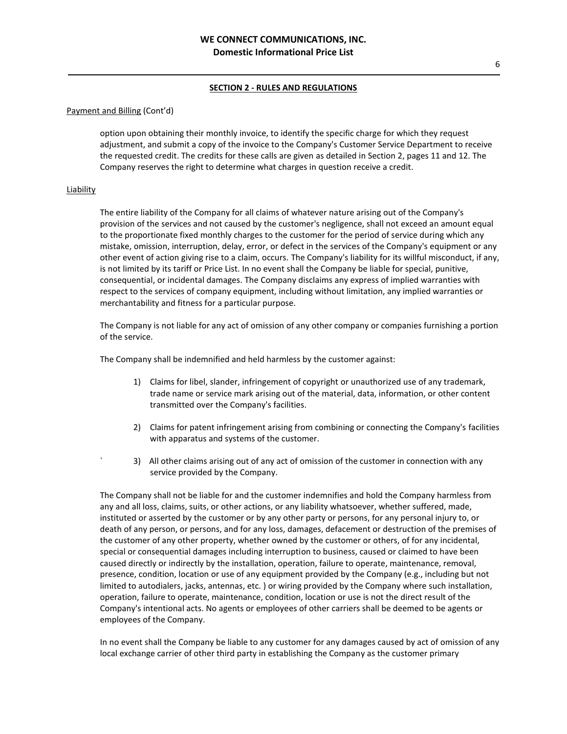**SECTION 2 - RULES AND REGULATIONS**

Payment and Billing (Cont'd)

option upon obtaining their monthly invoice, to identify the specific charge for which they request adjustment, and submit a copy of the invoice to the Company's Customer Service Department to receive the requested credit. The credits for these calls are given as detailed in Section 2, pages 11 and 12. The Company reserves the right to determine what charges in question receive a credit.

Liability

The entire liability of the Company for all claims of whatever nature arising out of the Company's provision of the services and not caused by the customer's negligence, shall not exceed an amount equal to the proportionate fixed monthly charges to the customer for the period of service during which any mistake, omission, interruption, delay, error, or defect in the services of the Company's equipment or any other event of action giving rise to a claim, occurs. The Company's liability for its willful misconduct, if any, is not limited by its tariff or Price List. In no event shall the Company be liable for special, punitive, consequential, or incidental damages. The Company disclaims any express of implied warranties with respect to the services of company equipment, including without limitation, any implied warranties or merchantability and fitness for a particular purpose.

The Company is not liable for any act of omission of any other company or companies furnishing a portion of the service.

The Company shall be indemnified and held harmless by the customer against:

1) Claims for libel, slander, infringement of copyright or unauthorized use of any trademark, trade name or service mark arising out of the material, data, information, or other content transmitted over the Company's facilities.

2) Claims for patent infringement arising from combining or connecting the Company's facilities with apparatus and systems of the customer.

3) All other claims arising out of any act of omission of the customer in connection with any service provided by the Company.

The Company shall not be liable for and the customer indemnifies and hold the Company harmless from any and all loss, claims, suits, or other actions, or any liability whatsoever, whether suffered, made, instituted or asserted by the customer or by any other party or persons, for any personal injury to, or death of any person, or persons, and for any loss, damages, defacement or destruction of the premises of the customer of any other property, whether owned by the customer or others, of for any incidental, special or consequential damages including interruption to business, caused or claimed to have been caused directly or indirectly by the installation, operation, failure to operate, maintenance, removal, presence, condition, location or use of any equipment provided by the Company (e.g., including but not limited to autodialers, jacks, antennas, etc. ) or wiring provided by the Company where such installation, operation, failure to operate, maintenance, condition, location or use is not the direct result of the Company's intentional acts. No agents or employees of other carriers shall be deemed to be agents or employees of the Company.

In no event shall the Company be liable to any customer for any damages caused by act of omission of any local exchange carrier of other third party in establishing the Company as the customer primary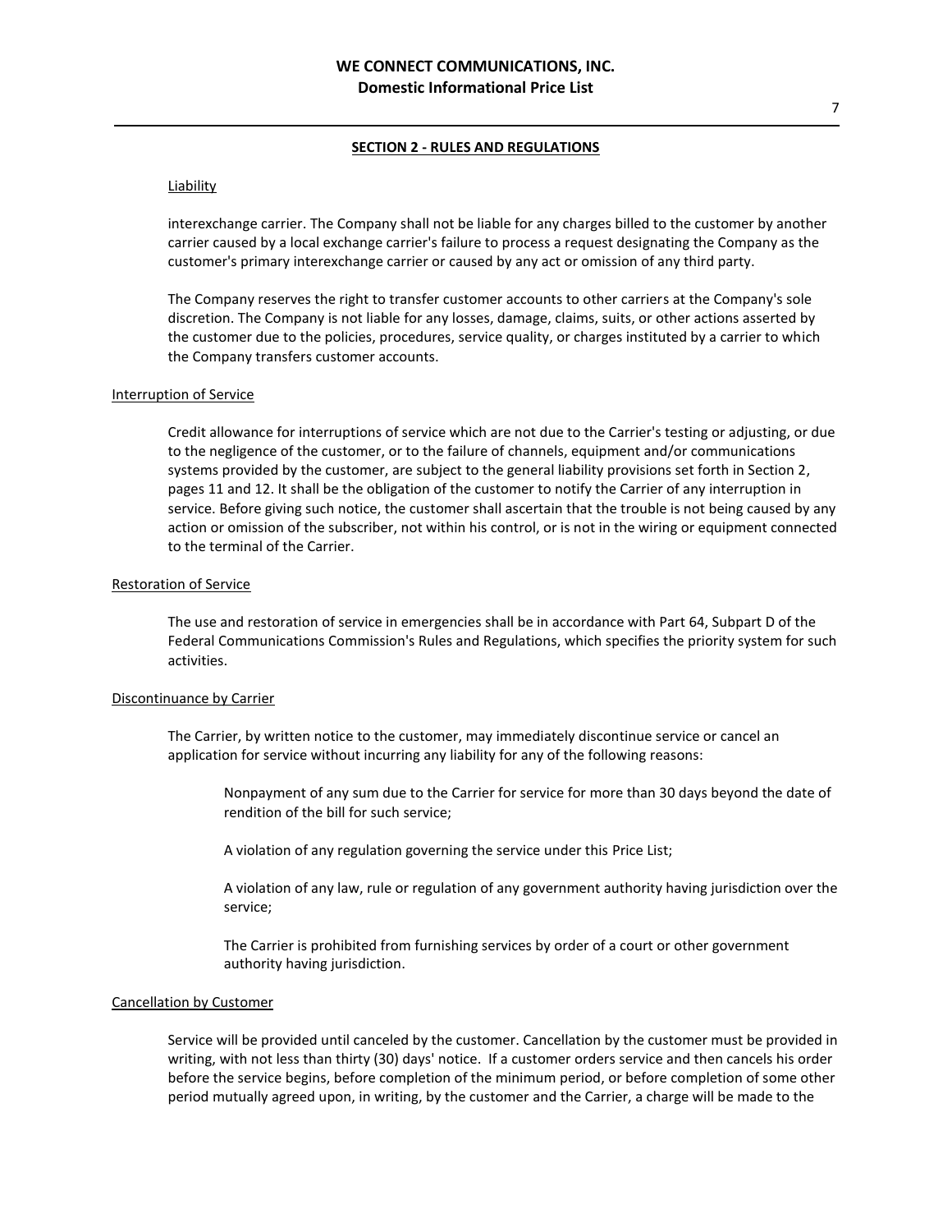## SECTION 2 - RULES AND REGULATIONS

Liability

interexchange carrier. The Company shall not be liable for any charges billed to the customer by another carrier caused by a local exchange carrier's failure to process a request designating the Company as the customer's primary interexchange carrier or caused by any act or omission of any third party.

The Company reserves the right to transfer customer accounts to other carriers at the Company's sole discretion. The Company is not liable for any losses, damage, claims, suits, or other actions asserted by the customer due to the policies, procedures, service quality, or charges instituted by a carrier to which the Company transfers customer accounts.

Interruption of Service

Credit allowance for interruptions of service which are not due to the Carrier's testing or adjusting, or due to the negligence of the customer, or to the failure of channels, equipment and/or communications systems provided by the customer, are subject to the general liability provisions set forth in Section 2, pages 11 and 12. It shall be the obligation of the customer to notify the Carrier of any interruption in service. Before giving such notice, the customer shall ascertain that the trouble is not being caused by any action or omission of the subscriber, not within his control, or is not in the wiring or equipment connected to the terminal of the Carrier.

Restoration of Service

The use and restoration of service in emergencies shall be in accordance with Part 64, Subpart D of the Federal Communications Commission's Rules and Regulations, which specifies the priority system for such activities.

Discontinuance by Carrier

The Carrier, by written notice to the customer, may immediately discontinue service or cancel an application for service without incurring any liability for any of the following reasons:

Nonpayment of any sum due to the Carrier for service for more than 30 days beyond the date of rendition of the bill for such service;

A violation of any regulation governing the service under this Price List;

A violation of any law, rule or regulation of any government authority having jurisdiction over the service;

The Carrier is prohibited from furnishing services by order of a court or other government authority having jurisdiction.

Cancellation by Customer

Service will be provided until canceled by the customer. Cancellation by the customer must be provided in writing, with not less than thirty (30) days' notice. If a customer orders service and then cancels his order before the service begins, before completion of the minimum period, or before completion of some other period mutually agreed upon, in writing, by the customer and the Carrier, a charge will be made to the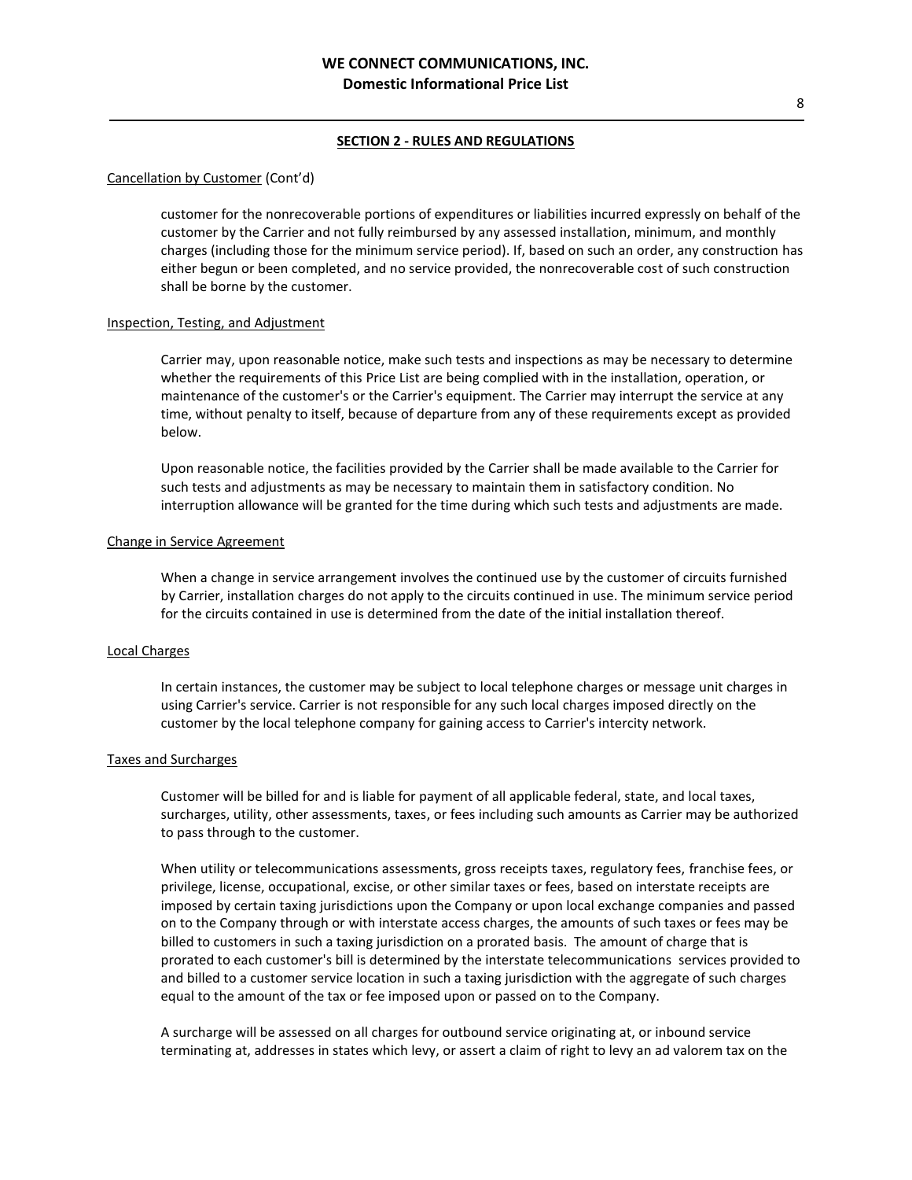## SECTION 2 - RULES AND REGULATIONS

Cancellation by Customer (Cont'd)

customer for the nonrecoverable portions of expenditures or liabilities incurred expressly on behalf of the customer by the Carrier and not fully reimbursed by any assessed installation, minimum, and monthly charges (including those for the minimum service period). If, based on such an order, any construction has either begun or been completed, and no service provided, the nonrecoverable cost of such construction shall be borne by the customer.

Inspection, Testing, and Adjustment

Carrier may, upon reasonable notice, make such tests and inspections as may be necessary to determine whether the requirements of this Price List are being complied with in the installation, operation, or maintenance of the customer's or the Carrier's equipment. The Carrier may interrupt the service at any time, without penalty to itself, because of departure from any of these requirements except as provided below.

Upon reasonable notice, the facilities provided by the Carrier shall be made available to the Carrier for such tests and adjustments as may be necessary to maintain them in satisfactory condition. No interruption allowance will be granted for the time during which such tests and adjustments are made.

Change in Service Agreement

When a change in service arrangement involves the continued use by the customer of circuits furnished by Carrier, installation charges do not apply to the circuits continued in use. The minimum service period for the circuits contained in use is determined from the date of the initial installation thereof.

Local Charges

In certain instances, the customer may be subject to local telephone charges or message unit charges in using Carrier's service. Carrier is not responsible for any such local charges imposed directly on the customer by the local telephone company for gaining access to Carrier's intercity network.

Taxes and Surcharges

Customer will be billed for and is liable for payment of all applicable federal, state, and local taxes, surcharges, utility, other assessments, taxes, or fees including such amounts as Carrier may be authorized to pass through to the customer.

When utility or telecommunications assessments, gross receipts taxes, regulatory fees, franchise fees, or privilege, license, occupational, excise, or other similar taxes or fees, based on interstate receipts are imposed by certain taxing jurisdictions upon the Company or upon local exchange companies and passed on to the Company through or with interstate access charges, the amounts of such taxes or fees may be billed to customers in such a taxing jurisdiction on a prorated basis. The amount of charge that is prorated to each customer's bill is determined by the interstate telecommunications services provided to and billed to a customer service location in such a taxing jurisdiction with the aggregate of such charges equal to the amount of the tax or fee imposed upon or passed on to the Company.

A surcharge will be assessed on all charges for outbound service originating at, or inbound service terminating at, addresses in states which levy, or assert a claim of right to levy an ad valorem tax on the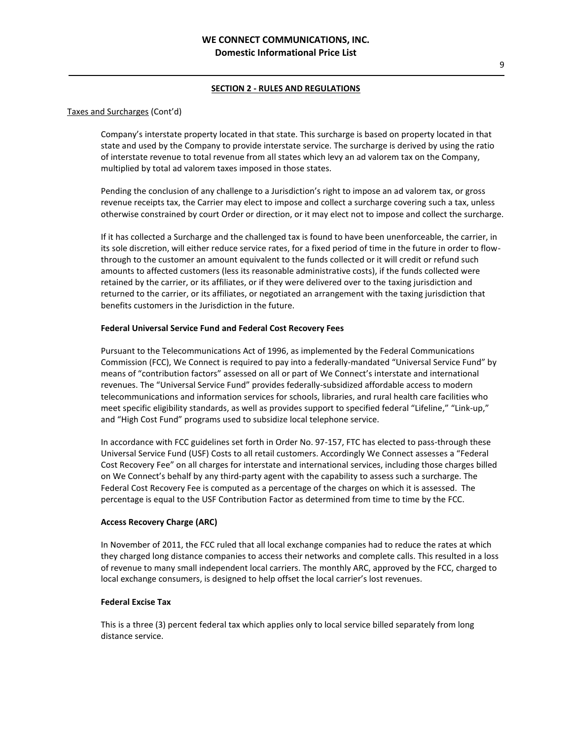## SECTION 2 - RULES AND REGULATIONS

Taxes and Surcharges (Cont'd)

Company's interstate property located in that state. This surcharge is based on property located in that state and used by the Company to provide interstate service. The surcharge is derived by using the ratio of interstate revenue to total revenue from all states which levy an ad valorem tax on the Company, multiplied by total ad valorem taxes imposed in those states.

Pending the conclusion of any challenge to a Jurisdiction's right to impose an ad valorem tax, or gross revenue receipts tax, the Carrier may elect to impose and collect a surcharge covering such a tax, unless otherwise constrained by court Order or direction, or it may elect not to impose and collect the surcharge.

If it has collected a Surcharge and the challenged tax is found to have been unenforceable, the carrier, in its sole discretion, will either reduce service rates, for a fixed period of time in the future in order to flow-through to the customer an amount equivalent to the funds collected or it will credit or refund such amounts to affected customers (less its reasonable administrative costs), if the funds collected were retained by the carrier, or its affiliates, or if they were delivered over to the taxing jurisdiction and returned to the carrier, or its affiliates, or negotiated an arrangement with the taxing jurisdiction that benefits customers in the Jurisdiction in the future.

**Federal Universal Service Fund and Federal Cost Recovery Fees**

Pursuant to the Telecommunications Act of 1996, as implemented by the Federal Communications Commission (FCC), We Connect is required to pay into a federally-mandated "Universal Service Fund" by means of "contribution factors" assessed on all or part of We Connect's interstate and international revenues. The "Universal Service Fund" provides federally-subsidized affordable access to modern telecommunications and information services for schools, libraries, and rural health care facilities who meet specific eligibility standards, as well as provides support to specified federal "Lifeline," "Link-up," and "High Cost Fund" programs used to subsidize local telephone service.

In accordance with FCC guidelines set forth in Order No. 97-157, FTC has elected to pass-through these Universal Service Fund (USF) Costs to all retail customers. Accordingly We Connect assesses a "Federal Cost Recovery Fee" on all charges for interstate and international services, including those charges billed on We Connect's behalf by any third-party agent with the capability to assess such a surcharge. The Federal Cost Recovery Fee is computed as a percentage of the charges on which it is assessed. The percentage is equal to the USF Contribution Factor as determined from time to time by the FCC.

**Access Recovery Charge (ARC)**

In November of 2011, the FCC ruled that all local exchange companies had to reduce the rates at which they charged long distance companies to access their networks and complete calls. This resulted in a loss of revenue to many small independent local carriers. The monthly ARC, approved by the FCC, charged to local exchange consumers, is designed to help offset the local carrier's lost revenues.

**Federal Excise Tax**

This is a three (3) percent federal tax which applies only to local service billed separately from long distance service.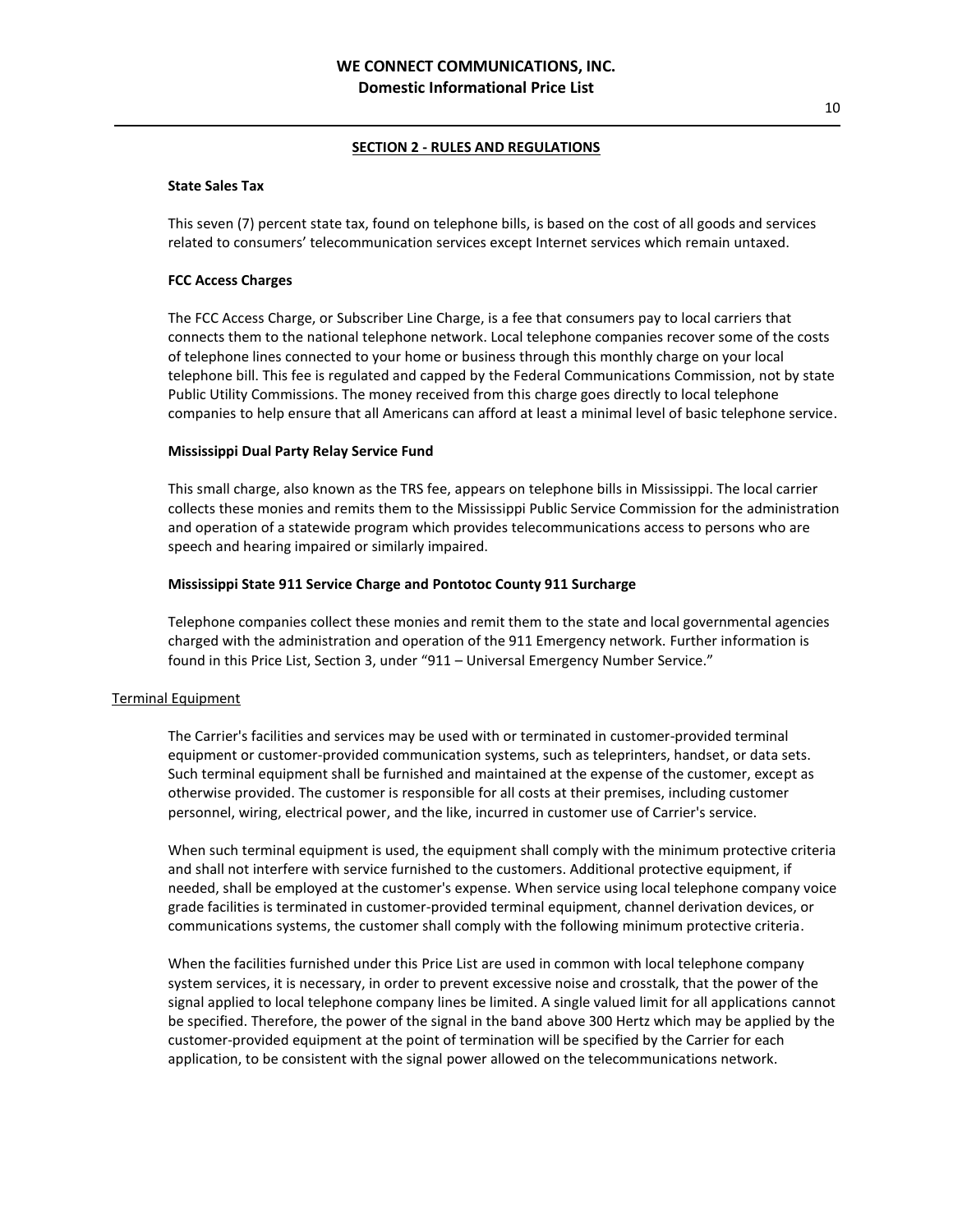**SECTION 2 - RULES AND REGULATIONS**

**State Sales Tax**

This seven (7) percent state tax, found on telephone bills, is based on the cost of all goods and services related to consumers' telecommunication services except Internet services which remain untaxed.

**FCC Access Charges**

The FCC Access Charge, or Subscriber Line Charge, is a fee that consumers pay to local carriers that connects them to the national telephone network. Local telephone companies recover some of the costs of telephone lines connected to your home or business through this monthly charge on your local telephone bill. This fee is regulated and capped by the Federal Communications Commission, not by state Public Utility Commissions. The money received from this charge goes directly to local telephone companies to help ensure that all Americans can afford at least a minimal level of basic telephone service.

**Mississippi Dual Party Relay Service Fund**

This small charge, also known as the TRS fee, appears on telephone bills in Mississippi. The local carrier collects these monies and remits them to the Mississippi Public Service Commission for the administration and operation of a statewide program which provides telecommunications access to persons who are speech and hearing impaired or similarly impaired.

**Mississippi State 911 Service Charge and Pontotoc County 911 Surcharge**

Telephone companies collect these monies and remit them to the state and local governmental agencies charged with the administration and operation of the 911 Emergency network. Further information is found in this Price List, Section 3, under "911 – Universal Emergency Number Service."

Terminal Equipment

The Carrier's facilities and services may be used with or terminated in customer-provided terminal equipment or customer-provided communication systems, such as teleprinters, handset, or data sets. Such terminal equipment shall be furnished and maintained at the expense of the customer, except as otherwise provided. The customer is responsible for all costs at their premises, including customer personnel, wiring, electrical power, and the like, incurred in customer use of Carrier's service.

When such terminal equipment is used, the equipment shall comply with the minimum protective criteria and shall not interfere with service furnished to the customers. Additional protective equipment, if needed, shall be employed at the customer's expense. When service using local telephone company voice grade facilities is terminated in customer-provided terminal equipment, channel derivation devices, or communications systems, the customer shall comply with the following minimum protective criteria.

When the facilities furnished under this Price List are used in common with local telephone company system services, it is necessary, in order to prevent excessive noise and crosstalk, that the power of the signal applied to local telephone company lines be limited. A single valued limit for all applications cannot be specified. Therefore, the power of the signal in the band above 300 Hertz which may be applied by the customer-provided equipment at the point of termination will be specified by the Carrier for each application, to be consistent with the signal power allowed on the telecommunications network.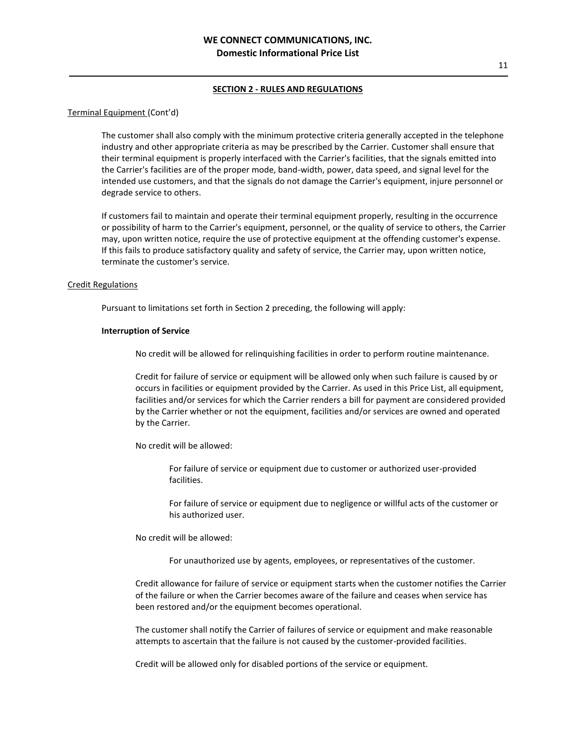## SECTION 2 - RULES AND REGULATIONS

Terminal Equipment (Cont'd)

The customer shall also comply with the minimum protective criteria generally accepted in the telephone industry and other appropriate criteria as may be prescribed by the Carrier. Customer shall ensure that their terminal equipment is properly interfaced with the Carrier's facilities, that the signals emitted into the Carrier's facilities are of the proper mode, band-width, power, data speed, and signal level for the intended use customers, and that the signals do not damage the Carrier's equipment, injure personnel or degrade service to others.

If customers fail to maintain and operate their terminal equipment properly, resulting in the occurrence or possibility of harm to the Carrier's equipment, personnel, or the quality of service to others, the Carrier may, upon written notice, require the use of protective equipment at the offending customer's expense. If this fails to produce satisfactory quality and safety of service, the Carrier may, upon written notice, terminate the customer's service.

Credit Regulations

Pursuant to limitations set forth in Section 2 preceding, the following will apply:

**Interruption of Service**

No credit will be allowed for relinquishing facilities in order to perform routine maintenance.

Credit for failure of service or equipment will be allowed only when such failure is caused by or occurs in facilities or equipment provided by the Carrier. As used in this Price List, all equipment, facilities and/or services for which the Carrier renders a bill for payment are considered provided by the Carrier whether or not the equipment, facilities and/or services are owned and operated by the Carrier.

No credit will be allowed:

For failure of service or equipment due to customer or authorized user-provided facilities.

For failure of service or equipment due to negligence or willful acts of the customer or his authorized user.

No credit will be allowed:

For unauthorized use by agents, employees, or representatives of the customer.

Credit allowance for failure of service or equipment starts when the customer notifies the Carrier of the failure or when the Carrier becomes aware of the failure and ceases when service has been restored and/or the equipment becomes operational.

The customer shall notify the Carrier of failures of service or equipment and make reasonable attempts to ascertain that the failure is not caused by the customer-provided facilities.

Credit will be allowed only for disabled portions of the service or equipment.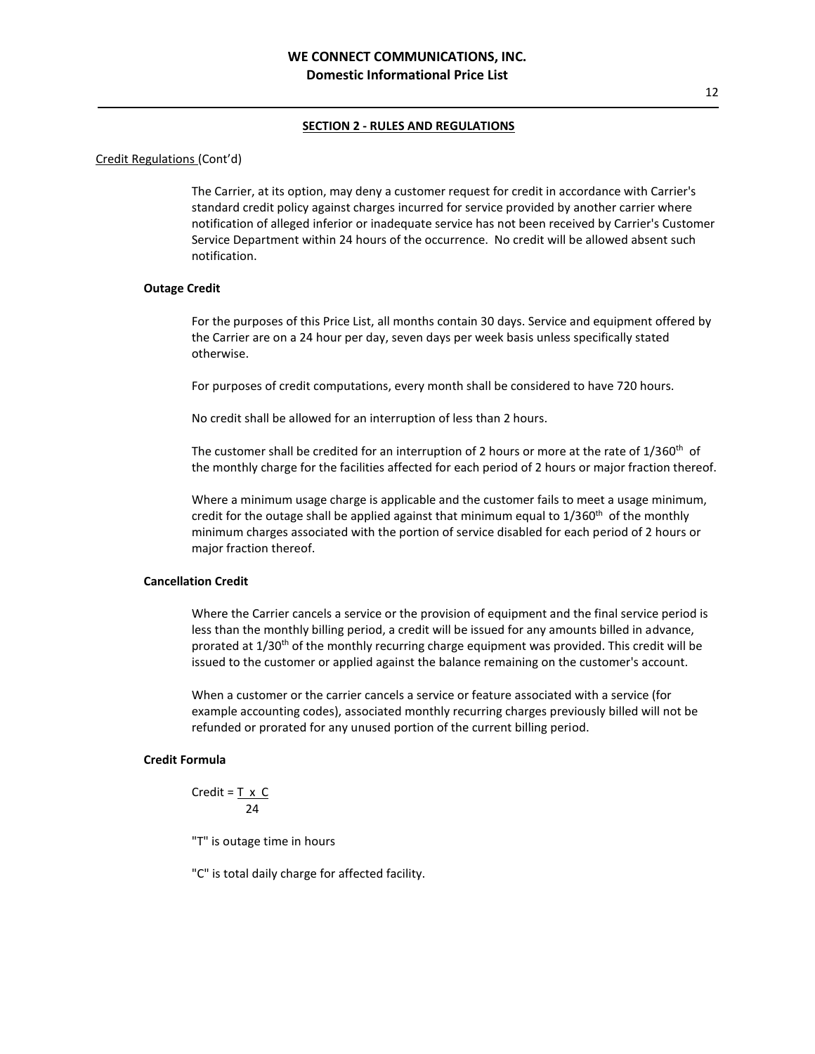## SECTION 2 - RULES AND REGULATIONS

Credit Regulations (Cont'd)

The Carrier, at its option, may deny a customer request for credit in accordance with Carrier's standard credit policy against charges incurred for service provided by another carrier where notification of alleged inferior or inadequate service has not been received by Carrier's Customer Service Department within 24 hours of the occurrence. No credit will be allowed absent such notification.

**Outage Credit**

For the purposes of this Price List, all months contain 30 days. Service and equipment offered by the Carrier are on a 24 hour per day, seven days per week basis unless specifically stated otherwise.

For purposes of credit computations, every month shall be considered to have 720 hours.

No credit shall be allowed for an interruption of less than 2 hours.

The customer shall be credited for an interruption of 2 hours or more at the rate of 1/360th of the monthly charge for the facilities affected for each period of 2 hours or major fraction thereof.

Where a minimum usage charge is applicable and the customer fails to meet a usage minimum, credit for the outage shall be applied against that minimum equal to 1/360th of the monthly minimum charges associated with the portion of service disabled for each period of 2 hours or major fraction thereof.

**Cancellation Credit**

Where the Carrier cancels a service or the provision of equipment and the final service period is less than the monthly billing period, a credit will be issued for any amounts billed in advance, prorated at 1/30th of the monthly recurring charge equipment was provided. This credit will be issued to the customer or applied against the balance remaining on the customer's account.

When a customer or the carrier cancels a service or feature associated with a service (for example accounting codes), associated monthly recurring charges previously billed will not be refunded or prorated for any unused portion of the current billing period.

**Credit Formula**

$$\text{Credit} = \frac{T \times C}{24}$$

"T" is outage time in hours

"C" is total daily charge for affected facility.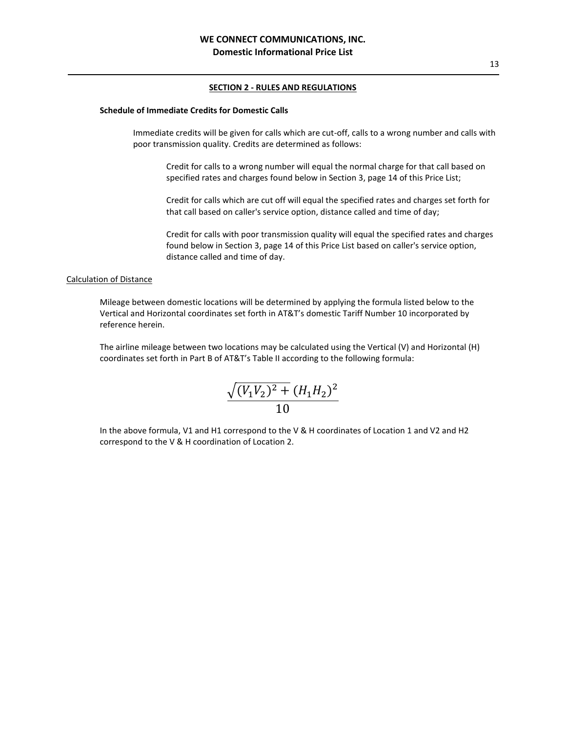## SECTION 2 - RULES AND REGULATIONS

**Schedule of Immediate Credits for Domestic Calls**

Immediate credits will be given for calls which are cut-off, calls to a wrong number and calls with poor transmission quality. Credits are determined as follows:

Credit for calls to a wrong number will equal the normal charge for that call based on specified rates and charges found below in Section 3, page 14 of this Price List;

Credit for calls which are cut off will equal the specified rates and charges set forth for that call based on caller's service option, distance called and time of day;

Credit for calls with poor transmission quality will equal the specified rates and charges found below in Section 3, page 14 of this Price List based on caller's service option, distance called and time of day.

Calculation of Distance

Mileage between domestic locations will be determined by applying the formula listed below to the Vertical and Horizontal coordinates set forth in AT&T's domestic Tariff Number 10 incorporated by reference herein.

The airline mileage between two locations may be calculated using the Vertical (V) and Horizontal (H) coordinates set forth in Part B of AT&T's Table II according to the following formula:

$$\frac{\sqrt{(V_1V_2)^2 +}\,(H_1H_2)^2}{10}$$

In the above formula, V1 and H1 correspond to the V & H coordinates of Location 1 and V2 and H2 correspond to the V & H coordination of Location 2.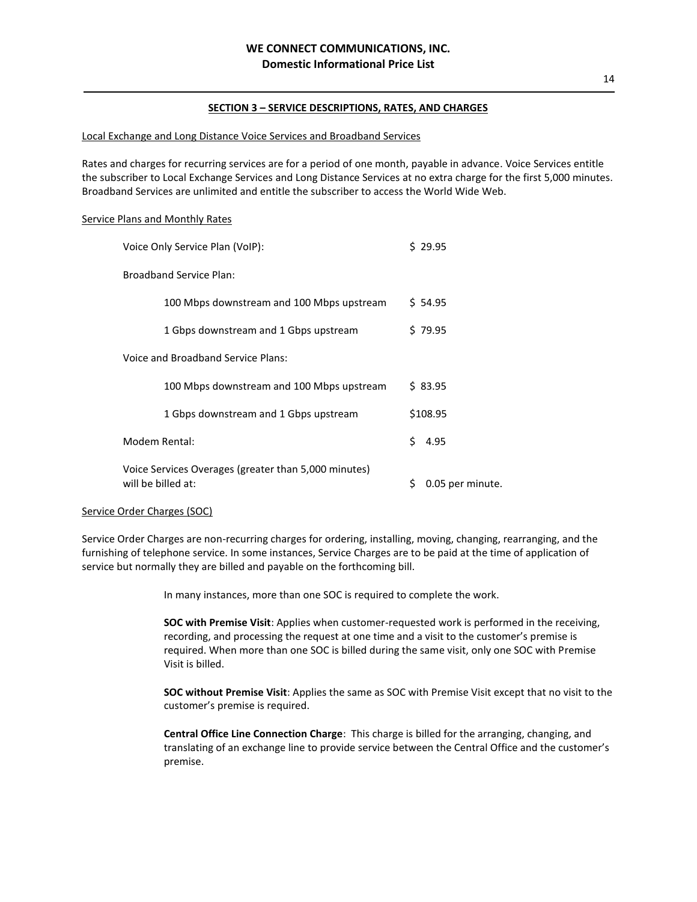## SECTION 3 – SERVICE DESCRIPTIONS, RATES, AND CHARGES

Local Exchange and Long Distance Voice Services and Broadband Services

Rates and charges for recurring services are for a period of one month, payable in advance. Voice Services entitle the subscriber to Local Exchange Services and Long Distance Services at no extra charge for the first 5,000 minutes. Broadband Services are unlimited and entitle the subscriber to access the World Wide Web.

Service Plans and Monthly Rates

| Service | Rate |
|---|---|
| Voice Only Service Plan (VoIP): | \$ 29.95 |
| Broadband Service Plan: | |
| 100 Mbps downstream and 100 Mbps upstream | \$ 54.95 |
| 1 Gbps downstream and 1 Gbps upstream | \$ 79.95 |
| Voice and Broadband Service Plans: | |
| 100 Mbps downstream and 100 Mbps upstream | \$ 83.95 |
| 1 Gbps downstream and 1 Gbps upstream | \$108.95 |
| Modem Rental: | \$ 4.95 |
| Voice Services Overages (greater than 5,000 minutes) will be billed at: | \$ 0.05 per minute. |

Service Order Charges (SOC)

Service Order Charges are non-recurring charges for ordering, installing, moving, changing, rearranging, and the furnishing of telephone service. In some instances, Service Charges are to be paid at the time of application of service but normally they are billed and payable on the forthcoming bill.

In many instances, more than one SOC is required to complete the work.

**SOC with Premise Visit**: Applies when customer-requested work is performed in the receiving, recording, and processing the request at one time and a visit to the customer's premise is required. When more than one SOC is billed during the same visit, only one SOC with Premise Visit is billed.

**SOC without Premise Visit**: Applies the same as SOC with Premise Visit except that no visit to the customer's premise is required.

**Central Office Line Connection Charge**: This charge is billed for the arranging, changing, and translating of an exchange line to provide service between the Central Office and the customer's premise.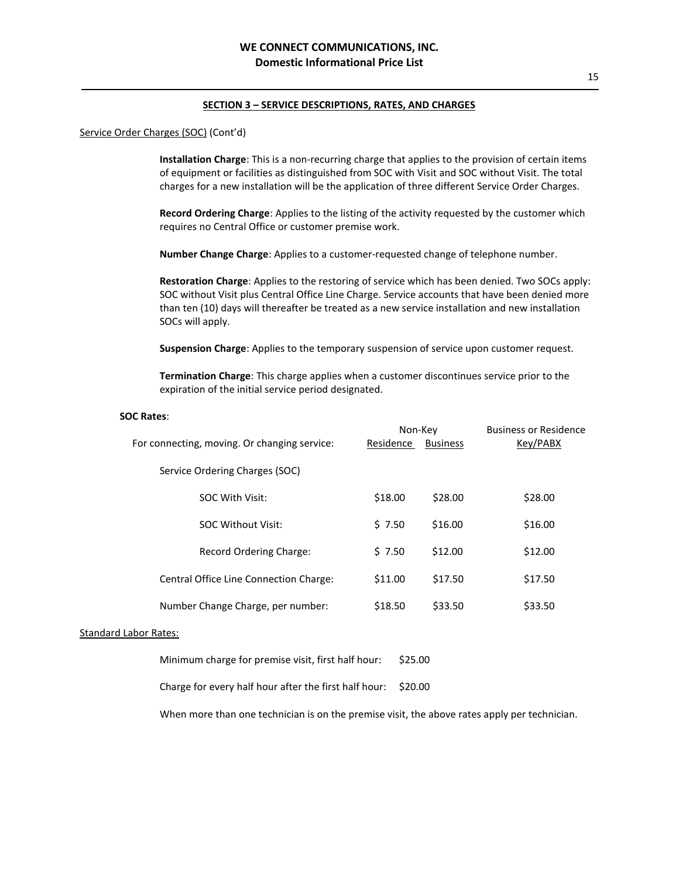## SECTION 3 – SERVICE DESCRIPTIONS, RATES, AND CHARGES

Service Order Charges (SOC) (Cont'd)

**Installation Charge**: This is a non-recurring charge that applies to the provision of certain items of equipment or facilities as distinguished from SOC with Visit and SOC without Visit. The total charges for a new installation will be the application of three different Service Order Charges.

**Record Ordering Charge**: Applies to the listing of the activity requested by the customer which requires no Central Office or customer premise work.

**Number Change Charge**: Applies to a customer-requested change of telephone number.

**Restoration Charge**: Applies to the restoring of service which has been denied. Two SOCs apply: SOC without Visit plus Central Office Line Charge. Service accounts that have been denied more than ten (10) days will thereafter be treated as a new service installation and new installation SOCs will apply.

**Suspension Charge**: Applies to the temporary suspension of service upon customer request.

**Termination Charge**: This charge applies when a customer discontinues service prior to the expiration of the initial service period designated.

**SOC Rates**:

| | Non-Key | | Business or Residence |
|---|---|---|---|
| For connecting, moving. Or changing service: | Residence | Business | Key/PABX |
| Service Ordering Charges (SOC) | | | |
| SOC With Visit: | $18.00 | $28.00 | $28.00 |
| SOC Without Visit: | $ 7.50 | $16.00 | $16.00 |
| Record Ordering Charge: | $ 7.50 | $12.00 | $12.00 |
| Central Office Line Connection Charge: | $11.00 | $17.50 | $17.50 |
| Number Change Charge, per number: | $18.50 | $33.50 | $33.50 |

Standard Labor Rates:

Minimum charge for premise visit, first half hour: $25.00

Charge for every half hour after the first half hour: $20.00

When more than one technician is on the premise visit, the above rates apply per technician.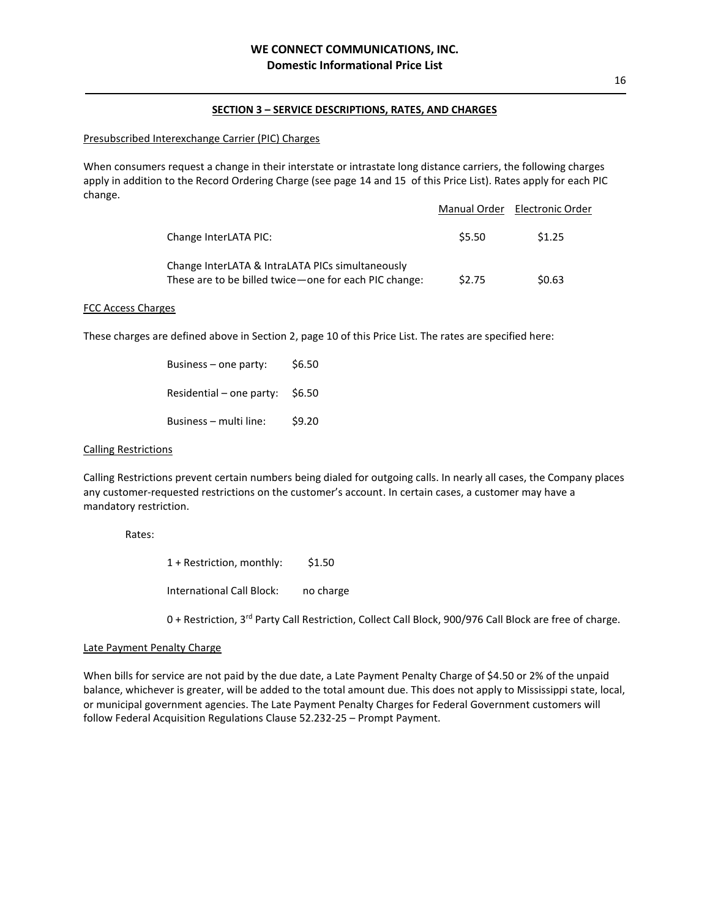## SECTION 3 – SERVICE DESCRIPTIONS, RATES, AND CHARGES

Presubscribed Interexchange Carrier (PIC) Charges

When consumers request a change in their interstate or intrastate long distance carriers, the following charges apply in addition to the Record Ordering Charge (see page 14 and 15 of this Price List). Rates apply for each PIC change.

| | Manual Order | Electronic Order |
|---|---|---|
| Change InterLATA PIC: | $5.50 | $1.25 |
| Change InterLATA & IntraLATA PICs simultaneously<br>These are to be billed twice—one for each PIC change: | $2.75 | $0.63 |

FCC Access Charges

These charges are defined above in Section 2, page 10 of this Price List. The rates are specified here:

| | |
|---|---|
| Business – one party: | $6.50 |
| Residential – one party: | $6.50 |
| Business – multi line: | $9.20 |

Calling Restrictions

Calling Restrictions prevent certain numbers being dialed for outgoing calls. In nearly all cases, the Company places any customer-requested restrictions on the customer's account. In certain cases, a customer may have a mandatory restriction.

Rates:

| | |
|---|---|
| 1 + Restriction, monthly: | $1.50 |
| International Call Block: | no charge |

0 + Restriction, 3rd Party Call Restriction, Collect Call Block, 900/976 Call Block are free of charge.

Late Payment Penalty Charge

When bills for service are not paid by the due date, a Late Payment Penalty Charge of $4.50 or 2% of the unpaid balance, whichever is greater, will be added to the total amount due. This does not apply to Mississippi state, local, or municipal government agencies. The Late Payment Penalty Charges for Federal Government customers will follow Federal Acquisition Regulations Clause 52.232-25 – Prompt Payment.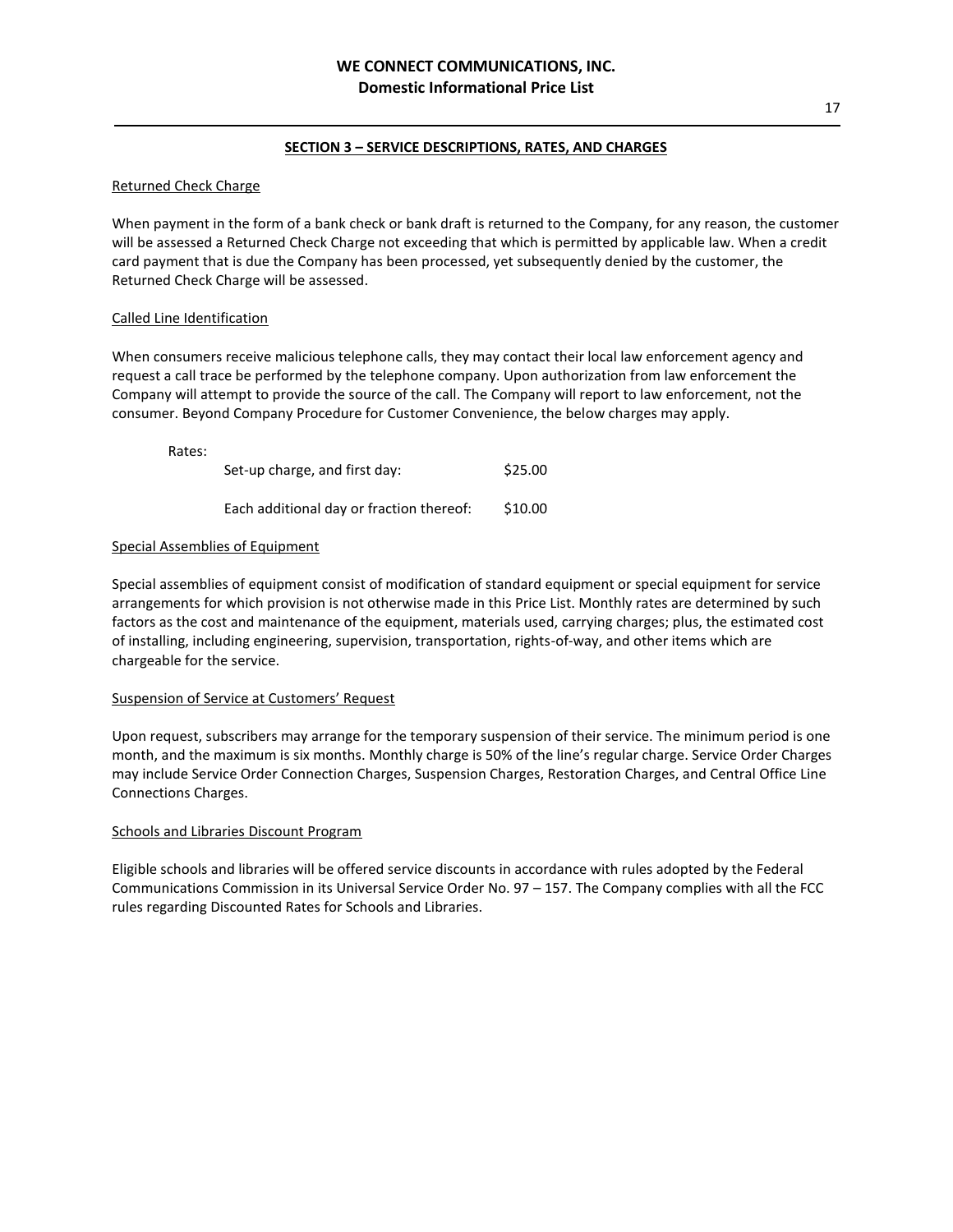## SECTION 3 – SERVICE DESCRIPTIONS, RATES, AND CHARGES

### Returned Check Charge

When payment in the form of a bank check or bank draft is returned to the Company, for any reason, the customer will be assessed a Returned Check Charge not exceeding that which is permitted by applicable law. When a credit card payment that is due the Company has been processed, yet subsequently denied by the customer, the Returned Check Charge will be assessed.

### Called Line Identification

When consumers receive malicious telephone calls, they may contact their local law enforcement agency and request a call trace be performed by the telephone company. Upon authorization from law enforcement the Company will attempt to provide the source of the call. The Company will report to law enforcement, not the consumer. Beyond Company Procedure for Customer Convenience, the below charges may apply.

Rates:

| | |
|---|---|
| Set-up charge, and first day: | $25.00 |
| Each additional day or fraction thereof: | $10.00 |

### Special Assemblies of Equipment

Special assemblies of equipment consist of modification of standard equipment or special equipment for service arrangements for which provision is not otherwise made in this Price List. Monthly rates are determined by such factors as the cost and maintenance of the equipment, materials used, carrying charges; plus, the estimated cost of installing, including engineering, supervision, transportation, rights-of-way, and other items which are chargeable for the service.

### Suspension of Service at Customers' Request

Upon request, subscribers may arrange for the temporary suspension of their service. The minimum period is one month, and the maximum is six months. Monthly charge is 50% of the line's regular charge. Service Order Charges may include Service Order Connection Charges, Suspension Charges, Restoration Charges, and Central Office Line Connections Charges.

### Schools and Libraries Discount Program

Eligible schools and libraries will be offered service discounts in accordance with rules adopted by the Federal Communications Commission in its Universal Service Order No. 97 – 157. The Company complies with all the FCC rules regarding Discounted Rates for Schools and Libraries.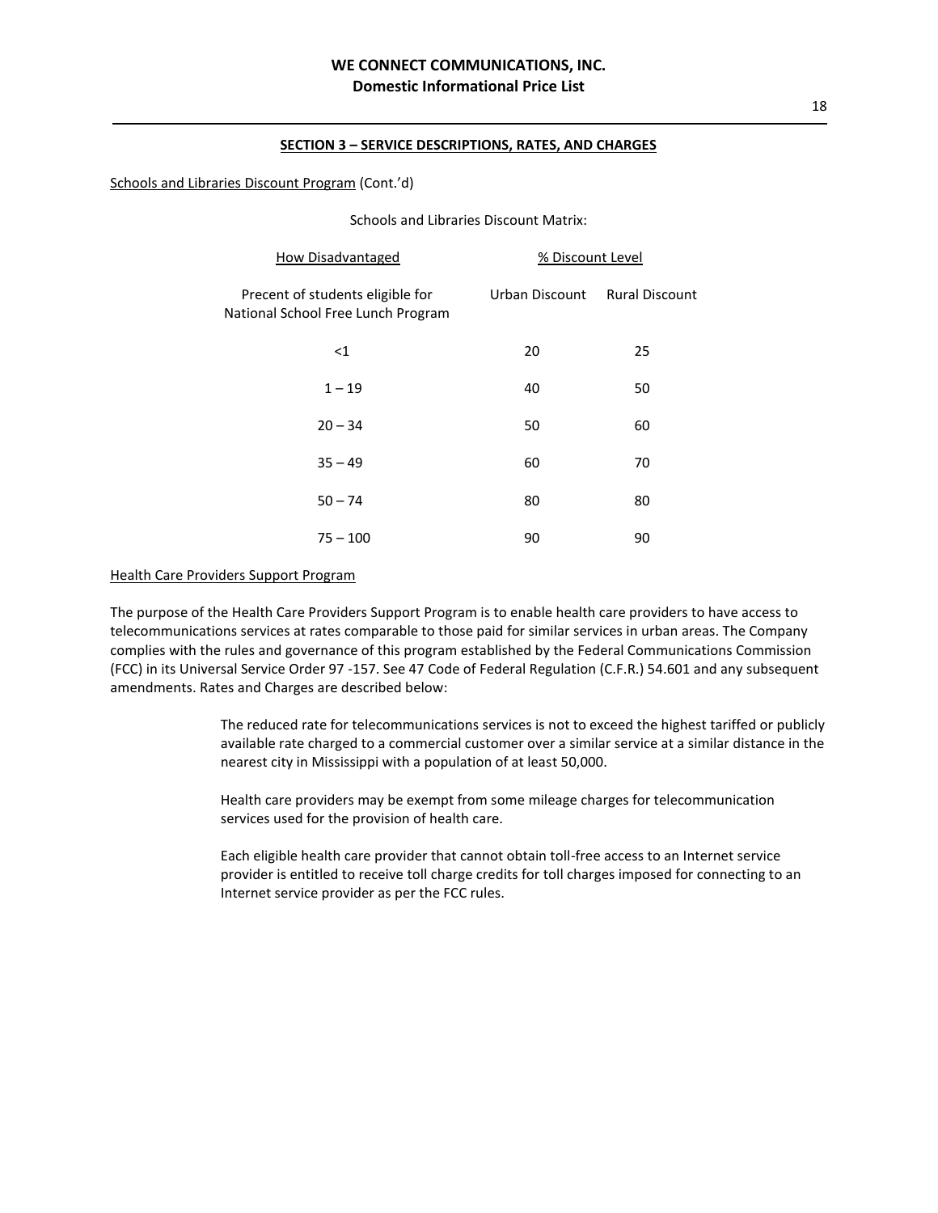## SECTION 3 – SERVICE DESCRIPTIONS, RATES, AND CHARGES

Schools and Libraries Discount Program (Cont.'d)

Schools and Libraries Discount Matrix:

| How Disadvantaged | % Discount Level | |
|---|---|---|
| Precent of students eligible for National School Free Lunch Program | Urban Discount | Rural Discount |
| <1 | 20 | 25 |
| 1 – 19 | 40 | 50 |
| 20 – 34 | 50 | 60 |
| 35 – 49 | 60 | 70 |
| 50 – 74 | 80 | 80 |
| 75 – 100 | 90 | 90 |

Health Care Providers Support Program

The purpose of the Health Care Providers Support Program is to enable health care providers to have access to telecommunications services at rates comparable to those paid for similar services in urban areas. The Company complies with the rules and governance of this program established by the Federal Communications Commission (FCC) in its Universal Service Order 97 -157. See 47 Code of Federal Regulation (C.F.R.) 54.601 and any subsequent amendments. Rates and Charges are described below:

The reduced rate for telecommunications services is not to exceed the highest tariffed or publicly available rate charged to a commercial customer over a similar service at a similar distance in the nearest city in Mississippi with a population of at least 50,000.

Health care providers may be exempt from some mileage charges for telecommunication services used for the provision of health care.

Each eligible health care provider that cannot obtain toll-free access to an Internet service provider is entitled to receive toll charge credits for toll charges imposed for connecting to an Internet service provider as per the FCC rules.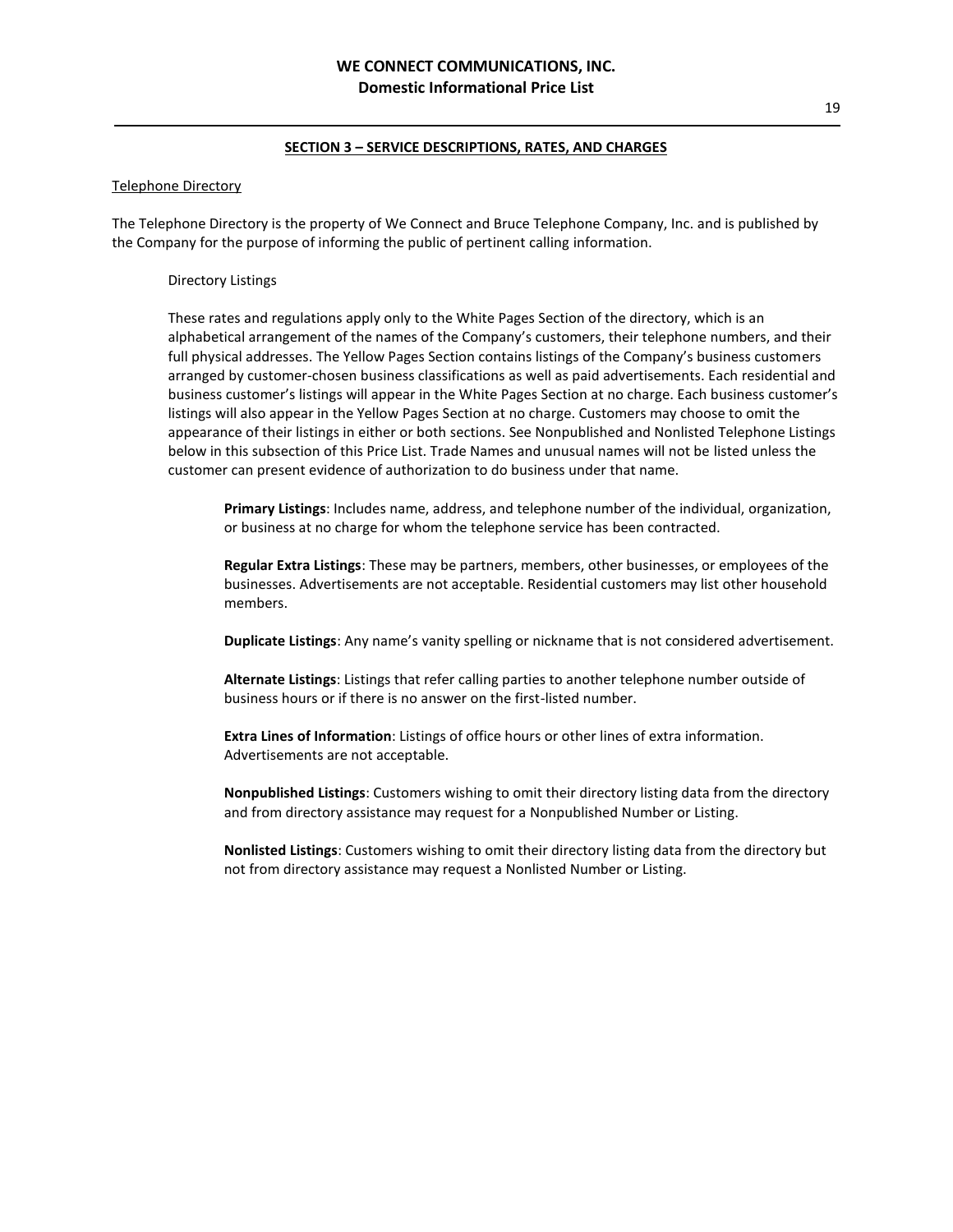## SECTION 3 – SERVICE DESCRIPTIONS, RATES, AND CHARGES

Telephone Directory

The Telephone Directory is the property of We Connect and Bruce Telephone Company, Inc. and is published by the Company for the purpose of informing the public of pertinent calling information.

Directory Listings

These rates and regulations apply only to the White Pages Section of the directory, which is an alphabetical arrangement of the names of the Company's customers, their telephone numbers, and their full physical addresses. The Yellow Pages Section contains listings of the Company's business customers arranged by customer-chosen business classifications as well as paid advertisements. Each residential and business customer's listings will appear in the White Pages Section at no charge. Each business customer's listings will also appear in the Yellow Pages Section at no charge. Customers may choose to omit the appearance of their listings in either or both sections. See Nonpublished and Nonlisted Telephone Listings below in this subsection of this Price List. Trade Names and unusual names will not be listed unless the customer can present evidence of authorization to do business under that name.

**Primary Listings**: Includes name, address, and telephone number of the individual, organization, or business at no charge for whom the telephone service has been contracted.

**Regular Extra Listings**: These may be partners, members, other businesses, or employees of the businesses. Advertisements are not acceptable. Residential customers may list other household members.

**Duplicate Listings**: Any name's vanity spelling or nickname that is not considered advertisement.

**Alternate Listings**: Listings that refer calling parties to another telephone number outside of business hours or if there is no answer on the first-listed number.

**Extra Lines of Information**: Listings of office hours or other lines of extra information. Advertisements are not acceptable.

**Nonpublished Listings**: Customers wishing to omit their directory listing data from the directory and from directory assistance may request for a Nonpublished Number or Listing.

**Nonlisted Listings**: Customers wishing to omit their directory listing data from the directory but not from directory assistance may request a Nonlisted Number or Listing.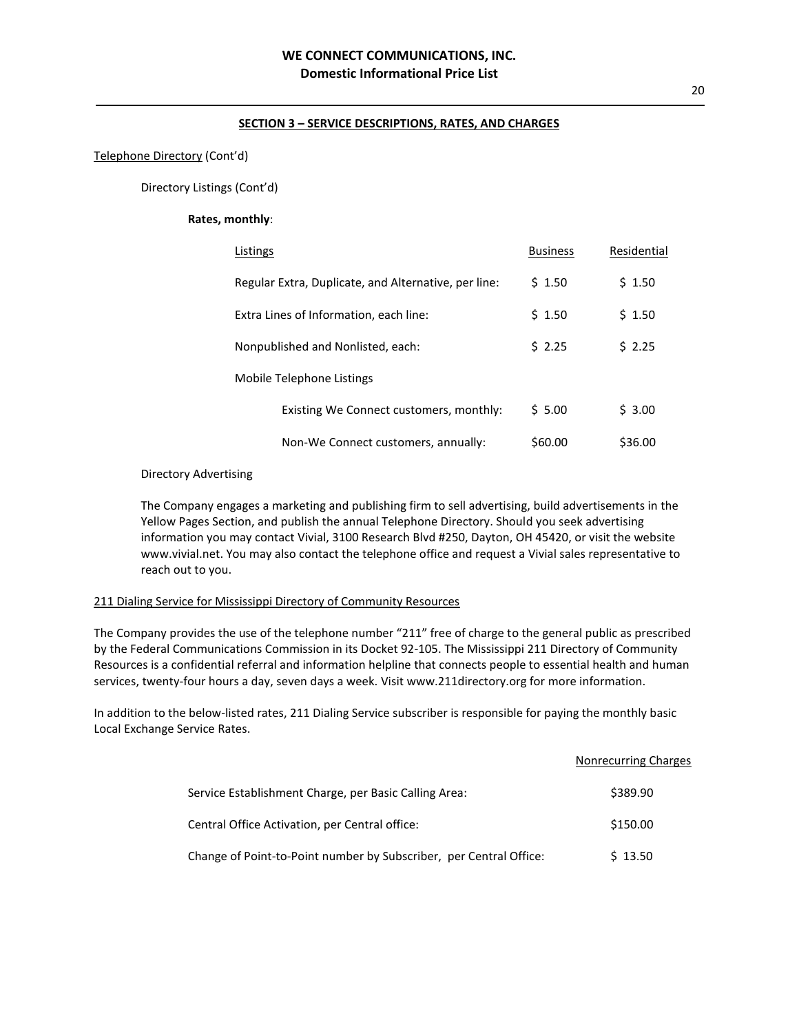## SECTION 3 – SERVICE DESCRIPTIONS, RATES, AND CHARGES

Telephone Directory (Cont'd)

Directory Listings (Cont'd)

**Rates, monthly**:

| Listings | Business | Residential |
|---|---|---|
| Regular Extra, Duplicate, and Alternative, per line: | \$ 1.50 | \$ 1.50 |
| Extra Lines of Information, each line: | \$ 1.50 | \$ 1.50 |
| Nonpublished and Nonlisted, each: | \$ 2.25 | \$ 2.25 |
| Mobile Telephone Listings | | |
| Existing We Connect customers, monthly: | \$ 5.00 | \$ 3.00 |
| Non-We Connect customers, annually: | \$60.00 | \$36.00 |

Directory Advertising

The Company engages a marketing and publishing firm to sell advertising, build advertisements in the Yellow Pages Section, and publish the annual Telephone Directory. Should you seek advertising information you may contact Vivial, 3100 Research Blvd #250, Dayton, OH 45420, or visit the website www.vivial.net. You may also contact the telephone office and request a Vivial sales representative to reach out to you.

211 Dialing Service for Mississippi Directory of Community Resources

The Company provides the use of the telephone number "211" free of charge to the general public as prescribed by the Federal Communications Commission in its Docket 92-105. The Mississippi 211 Directory of Community Resources is a confidential referral and information helpline that connects people to essential health and human services, twenty-four hours a day, seven days a week. Visit www.211directory.org for more information.

In addition to the below-listed rates, 211 Dialing Service subscriber is responsible for paying the monthly basic Local Exchange Service Rates.

| | Nonrecurring Charges |
|---|---|
| Service Establishment Charge, per Basic Calling Area: | \$389.90 |
| Central Office Activation, per Central office: | \$150.00 |
| Change of Point-to-Point number by Subscriber, per Central Office: | \$ 13.50 |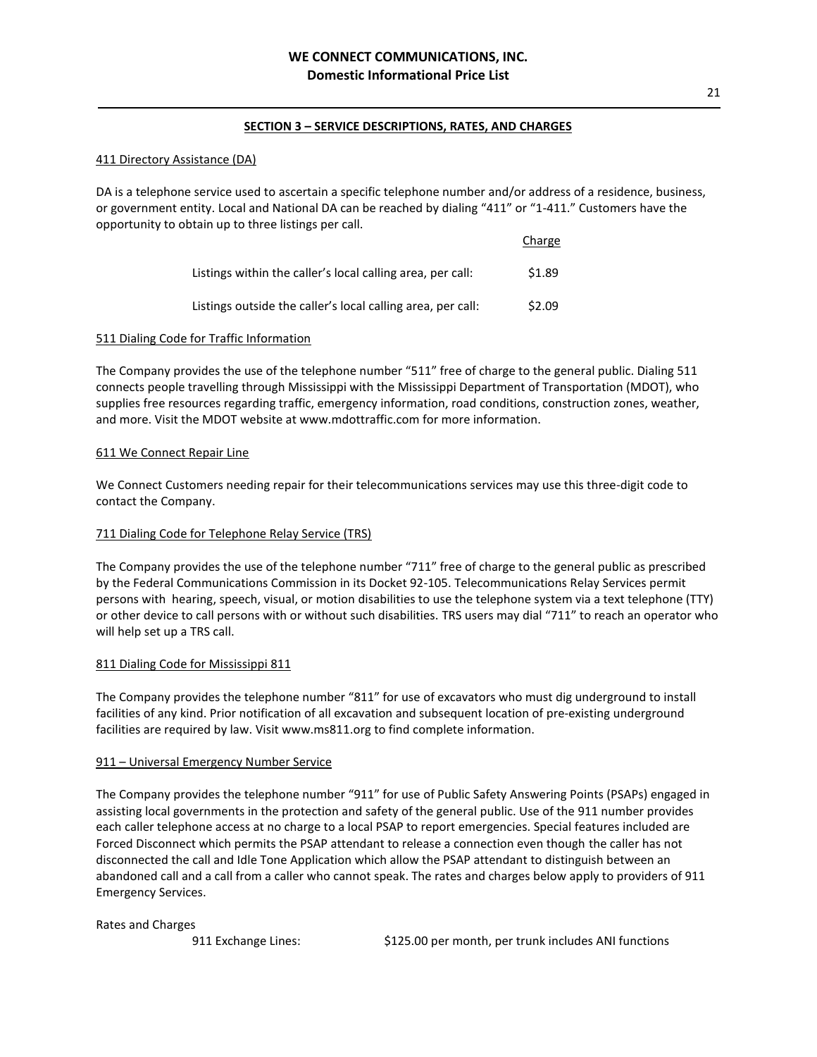## SECTION 3 – SERVICE DESCRIPTIONS, RATES, AND CHARGES

### 411 Directory Assistance (DA)

DA is a telephone service used to ascertain a specific telephone number and/or address of a residence, business, or government entity. Local and National DA can be reached by dialing "411" or "1-411." Customers have the opportunity to obtain up to three listings per call.

| | Charge |
|---|---|
| Listings within the caller's local calling area, per call: | $1.89 |
| Listings outside the caller's local calling area, per call: | $2.09 |

### 511 Dialing Code for Traffic Information

The Company provides the use of the telephone number "511" free of charge to the general public. Dialing 511 connects people travelling through Mississippi with the Mississippi Department of Transportation (MDOT), who supplies free resources regarding traffic, emergency information, road conditions, construction zones, weather, and more. Visit the MDOT website at www.mdottraffic.com for more information.

### 611 We Connect Repair Line

We Connect Customers needing repair for their telecommunications services may use this three-digit code to contact the Company.

### 711 Dialing Code for Telephone Relay Service (TRS)

The Company provides the use of the telephone number "711" free of charge to the general public as prescribed by the Federal Communications Commission in its Docket 92-105. Telecommunications Relay Services permit persons with hearing, speech, visual, or motion disabilities to use the telephone system via a text telephone (TTY) or other device to call persons with or without such disabilities. TRS users may dial "711" to reach an operator who will help set up a TRS call.

### 811 Dialing Code for Mississippi 811

The Company provides the telephone number "811" for use of excavators who must dig underground to install facilities of any kind. Prior notification of all excavation and subsequent location of pre-existing underground facilities are required by law. Visit www.ms811.org to find complete information.

### 911 – Universal Emergency Number Service

The Company provides the telephone number "911" for use of Public Safety Answering Points (PSAPs) engaged in assisting local governments in the protection and safety of the general public. Use of the 911 number provides each caller telephone access at no charge to a local PSAP to report emergencies. Special features included are Forced Disconnect which permits the PSAP attendant to release a connection even though the caller has not disconnected the call and Idle Tone Application which allow the PSAP attendant to distinguish between an abandoned call and a call from a caller who cannot speak. The rates and charges below apply to providers of 911 Emergency Services.

Rates and Charges

| | |
|---|---|
| 911 Exchange Lines: | $125.00 per month, per trunk includes ANI functions |